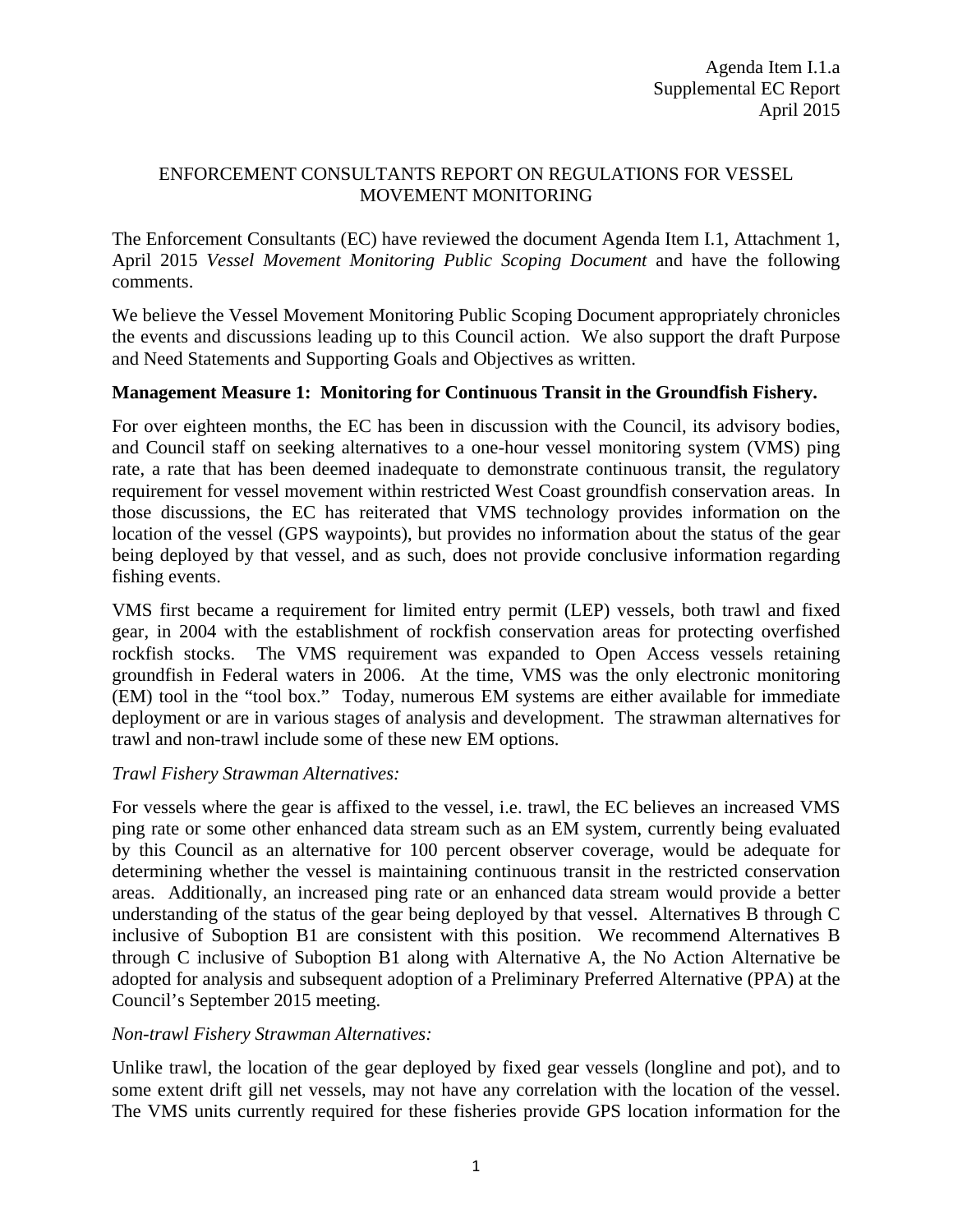Agenda Item I.1.a
Supplemental EC Report
April 2015

# ENFORCEMENT CONSULTANTS REPORT ON REGULATIONS FOR VESSEL MOVEMENT MONITORING

The Enforcement Consultants (EC) have reviewed the document Agenda Item I.1, Attachment 1, April 2015 *Vessel Movement Monitoring Public Scoping Document* and have the following comments.

We believe the Vessel Movement Monitoring Public Scoping Document appropriately chronicles the events and discussions leading up to this Council action. We also support the draft Purpose and Need Statements and Supporting Goals and Objectives as written.

**Management Measure 1: Monitoring for Continuous Transit in the Groundfish Fishery.**

For over eighteen months, the EC has been in discussion with the Council, its advisory bodies, and Council staff on seeking alternatives to a one-hour vessel monitoring system (VMS) ping rate, a rate that has been deemed inadequate to demonstrate continuous transit, the regulatory requirement for vessel movement within restricted West Coast groundfish conservation areas. In those discussions, the EC has reiterated that VMS technology provides information on the location of the vessel (GPS waypoints), but provides no information about the status of the gear being deployed by that vessel, and as such, does not provide conclusive information regarding fishing events.

VMS first became a requirement for limited entry permit (LEP) vessels, both trawl and fixed gear, in 2004 with the establishment of rockfish conservation areas for protecting overfished rockfish stocks. The VMS requirement was expanded to Open Access vessels retaining groundfish in Federal waters in 2006. At the time, VMS was the only electronic monitoring (EM) tool in the "tool box." Today, numerous EM systems are either available for immediate deployment or are in various stages of analysis and development. The strawman alternatives for trawl and non-trawl include some of these new EM options.

*Trawl Fishery Strawman Alternatives:*

For vessels where the gear is affixed to the vessel, i.e. trawl, the EC believes an increased VMS ping rate or some other enhanced data stream such as an EM system, currently being evaluated by this Council as an alternative for 100 percent observer coverage, would be adequate for determining whether the vessel is maintaining continuous transit in the restricted conservation areas. Additionally, an increased ping rate or an enhanced data stream would provide a better understanding of the status of the gear being deployed by that vessel. Alternatives B through C inclusive of Suboption B1 are consistent with this position. We recommend Alternatives B through C inclusive of Suboption B1 along with Alternative A, the No Action Alternative be adopted for analysis and subsequent adoption of a Preliminary Preferred Alternative (PPA) at the Council's September 2015 meeting.

*Non-trawl Fishery Strawman Alternatives:*

Unlike trawl, the location of the gear deployed by fixed gear vessels (longline and pot), and to some extent drift gill net vessels, may not have any correlation with the location of the vessel. The VMS units currently required for these fisheries provide GPS location information for the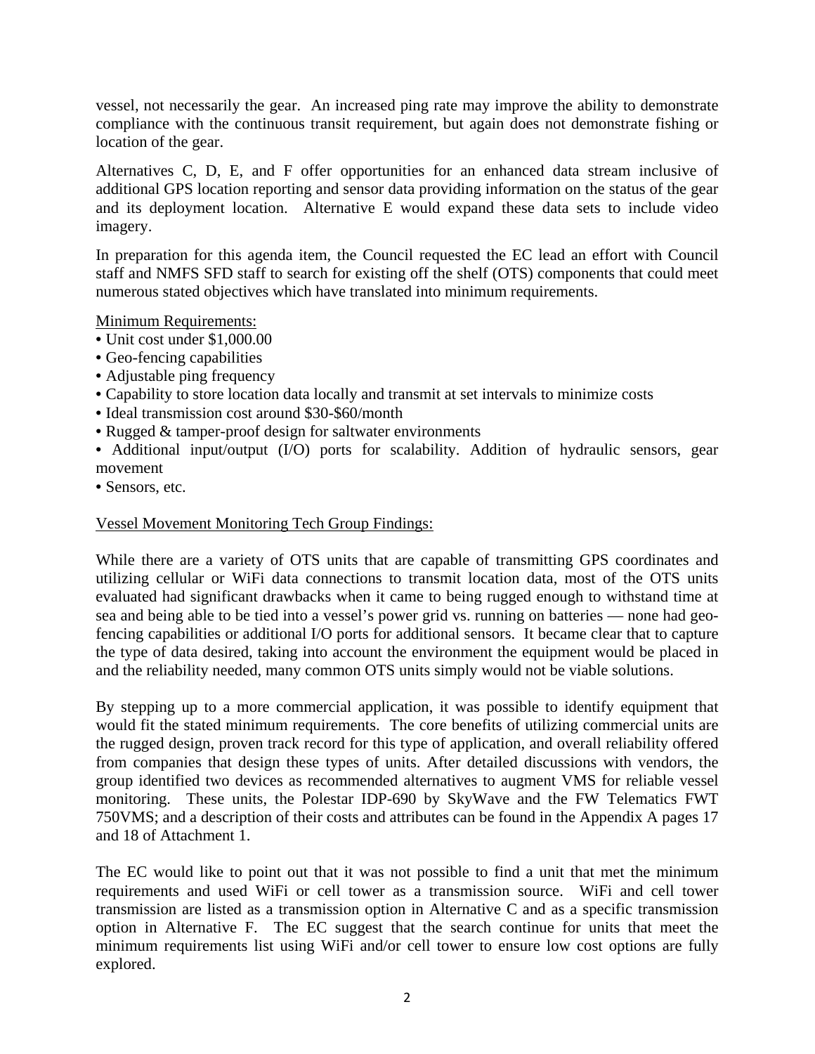vessel, not necessarily the gear. An increased ping rate may improve the ability to demonstrate compliance with the continuous transit requirement, but again does not demonstrate fishing or location of the gear.

Alternatives C, D, E, and F offer opportunities for an enhanced data stream inclusive of additional GPS location reporting and sensor data providing information on the status of the gear and its deployment location. Alternative E would expand these data sets to include video imagery.

In preparation for this agenda item, the Council requested the EC lead an effort with Council staff and NMFS SFD staff to search for existing off the shelf (OTS) components that could meet numerous stated objectives which have translated into minimum requirements.

Minimum Requirements:

- Unit cost under $1,000.00
- Geo-fencing capabilities
- Adjustable ping frequency
- Capability to store location data locally and transmit at set intervals to minimize costs
- Ideal transmission cost around $30-$60/month
- Rugged & tamper-proof design for saltwater environments
- Additional input/output (I/O) ports for scalability. Addition of hydraulic sensors, gear movement
- Sensors, etc.

Vessel Movement Monitoring Tech Group Findings:

While there are a variety of OTS units that are capable of transmitting GPS coordinates and utilizing cellular or WiFi data connections to transmit location data, most of the OTS units evaluated had significant drawbacks when it came to being rugged enough to withstand time at sea and being able to be tied into a vessel's power grid vs. running on batteries — none had geo-fencing capabilities or additional I/O ports for additional sensors. It became clear that to capture the type of data desired, taking into account the environment the equipment would be placed in and the reliability needed, many common OTS units simply would not be viable solutions.

By stepping up to a more commercial application, it was possible to identify equipment that would fit the stated minimum requirements. The core benefits of utilizing commercial units are the rugged design, proven track record for this type of application, and overall reliability offered from companies that design these types of units. After detailed discussions with vendors, the group identified two devices as recommended alternatives to augment VMS for reliable vessel monitoring. These units, the Polestar IDP-690 by SkyWave and the FW Telematics FWT 750VMS; and a description of their costs and attributes can be found in the Appendix A pages 17 and 18 of Attachment 1.

The EC would like to point out that it was not possible to find a unit that met the minimum requirements and used WiFi or cell tower as a transmission source. WiFi and cell tower transmission are listed as a transmission option in Alternative C and as a specific transmission option in Alternative F. The EC suggest that the search continue for units that meet the minimum requirements list using WiFi and/or cell tower to ensure low cost options are fully explored.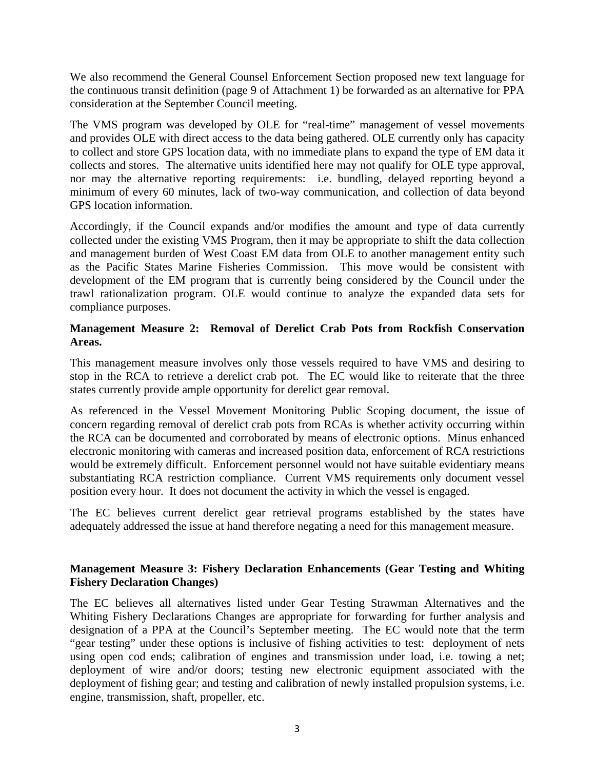We also recommend the General Counsel Enforcement Section proposed new text language for the continuous transit definition (page 9 of Attachment 1) be forwarded as an alternative for PPA consideration at the September Council meeting.

The VMS program was developed by OLE for "real-time" management of vessel movements and provides OLE with direct access to the data being gathered. OLE currently only has capacity to collect and store GPS location data, with no immediate plans to expand the type of EM data it collects and stores. The alternative units identified here may not qualify for OLE type approval, nor may the alternative reporting requirements: i.e. bundling, delayed reporting beyond a minimum of every 60 minutes, lack of two-way communication, and collection of data beyond GPS location information.

Accordingly, if the Council expands and/or modifies the amount and type of data currently collected under the existing VMS Program, then it may be appropriate to shift the data collection and management burden of West Coast EM data from OLE to another management entity such as the Pacific States Marine Fisheries Commission. This move would be consistent with development of the EM program that is currently being considered by the Council under the trawl rationalization program. OLE would continue to analyze the expanded data sets for compliance purposes.

**Management Measure 2: Removal of Derelict Crab Pots from Rockfish Conservation Areas.**

This management measure involves only those vessels required to have VMS and desiring to stop in the RCA to retrieve a derelict crab pot. The EC would like to reiterate that the three states currently provide ample opportunity for derelict gear removal.

As referenced in the Vessel Movement Monitoring Public Scoping document, the issue of concern regarding removal of derelict crab pots from RCAs is whether activity occurring within the RCA can be documented and corroborated by means of electronic options. Minus enhanced electronic monitoring with cameras and increased position data, enforcement of RCA restrictions would be extremely difficult. Enforcement personnel would not have suitable evidentiary means substantiating RCA restriction compliance. Current VMS requirements only document vessel position every hour. It does not document the activity in which the vessel is engaged.

The EC believes current derelict gear retrieval programs established by the states have adequately addressed the issue at hand therefore negating a need for this management measure.

**Management Measure 3: Fishery Declaration Enhancements (Gear Testing and Whiting Fishery Declaration Changes)**

The EC believes all alternatives listed under Gear Testing Strawman Alternatives and the Whiting Fishery Declarations Changes are appropriate for forwarding for further analysis and designation of a PPA at the Council's September meeting. The EC would note that the term "gear testing" under these options is inclusive of fishing activities to test: deployment of nets using open cod ends; calibration of engines and transmission under load, i.e. towing a net; deployment of wire and/or doors; testing new electronic equipment associated with the deployment of fishing gear; and testing and calibration of newly installed propulsion systems, i.e. engine, transmission, shaft, propeller, etc.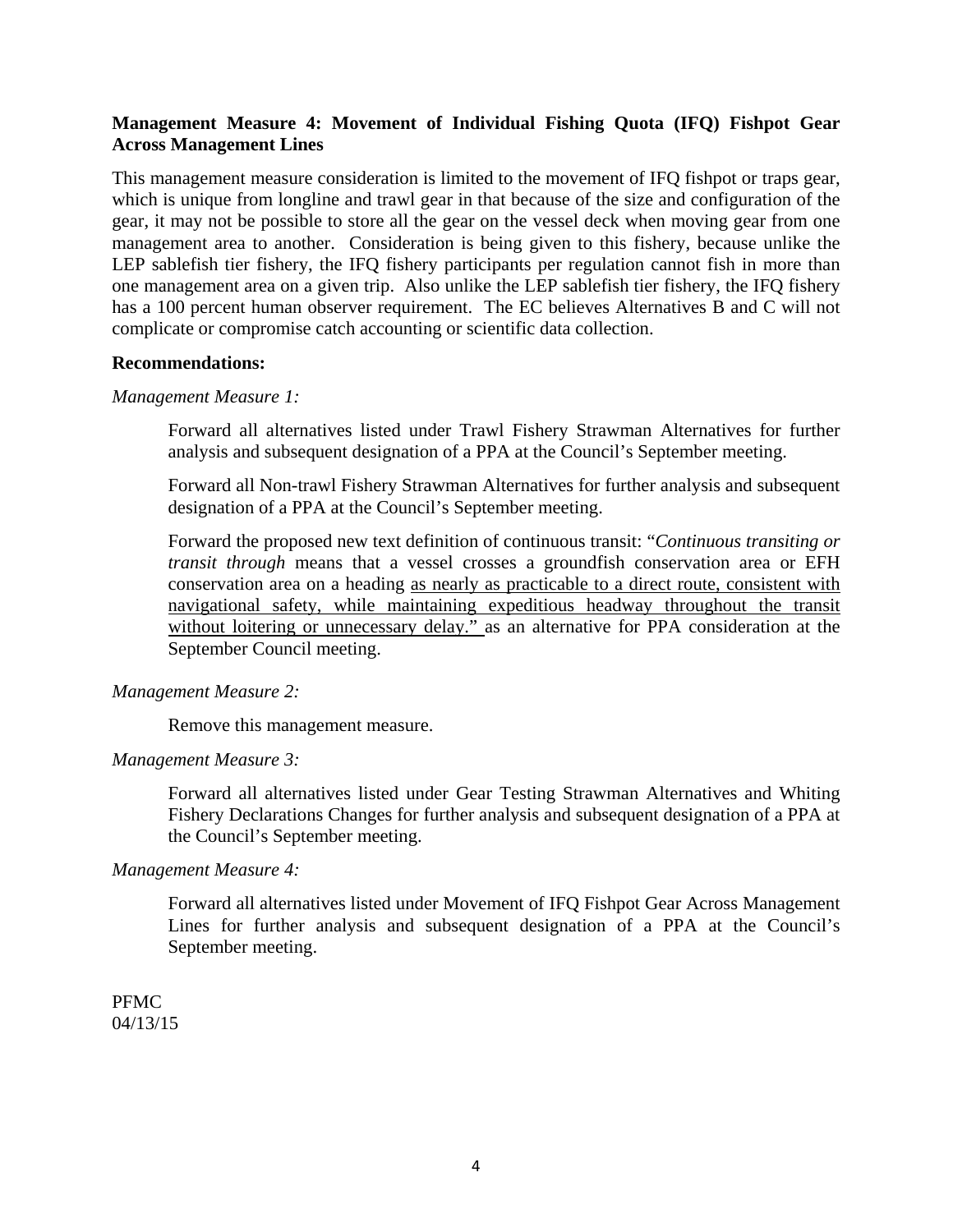**Management Measure 4: Movement of Individual Fishing Quota (IFQ) Fishpot Gear Across Management Lines**

This management measure consideration is limited to the movement of IFQ fishpot or traps gear, which is unique from longline and trawl gear in that because of the size and configuration of the gear, it may not be possible to store all the gear on the vessel deck when moving gear from one management area to another. Consideration is being given to this fishery, because unlike the LEP sablefish tier fishery, the IFQ fishery participants per regulation cannot fish in more than one management area on a given trip. Also unlike the LEP sablefish tier fishery, the IFQ fishery has a 100 percent human observer requirement. The EC believes Alternatives B and C will not complicate or compromise catch accounting or scientific data collection.

**Recommendations:**

*Management Measure 1:*

Forward all alternatives listed under Trawl Fishery Strawman Alternatives for further analysis and subsequent designation of a PPA at the Council's September meeting.

Forward all Non-trawl Fishery Strawman Alternatives for further analysis and subsequent designation of a PPA at the Council's September meeting.

Forward the proposed new text definition of continuous transit: "*Continuous transiting or transit through* means that a vessel crosses a groundfish conservation area or EFH conservation area on a heading as nearly as practicable to a direct route, consistent with navigational safety, while maintaining expeditious headway throughout the transit without loitering or unnecessary delay." as an alternative for PPA consideration at the September Council meeting.

*Management Measure 2:*

Remove this management measure.

*Management Measure 3:*

Forward all alternatives listed under Gear Testing Strawman Alternatives and Whiting Fishery Declarations Changes for further analysis and subsequent designation of a PPA at the Council's September meeting.

*Management Measure 4:*

Forward all alternatives listed under Movement of IFQ Fishpot Gear Across Management Lines for further analysis and subsequent designation of a PPA at the Council's September meeting.

PFMC
04/13/15